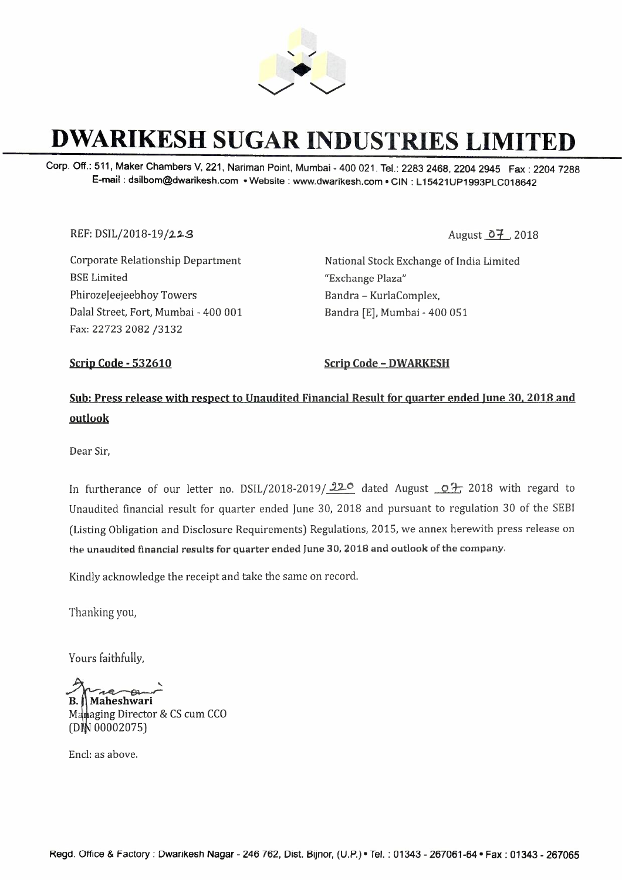# DWARIKESH SUGAR INDUSTRIES LIMITED

Corp. Off.: 511, Maker Chambers V, 221, Nariman Point, Mumbai - 400 021. Tel.: 2283 2468, 2204 2945 Fax : 2204 7288
E-mail : dsilbom@dwarikesh.com • Website : www.dwarikesh.com • CIN : L15421UP1993PLC018642

REF: DSIL/2018-19/223

August 07, 2018

Corporate Relationship Department
BSE Limited
PhirozeJeejeebhoy Towers
Dalal Street, Fort, Mumbai - 400 001
Fax: 22723 2082 /3132

National Stock Exchange of India Limited
"Exchange Plaza"
Bandra – KurlaComplex,
Bandra [E], Mumbai - 400 051

**Scrip Code - 532610**

**Scrip Code – DWARKESH**

**Sub: Press release with respect to Unaudited Financial Result for quarter ended June 30, 2018 and outlook**

Dear Sir,

In furtherance of our letter no. DSIL/2018-2019/220 dated August 07, 2018 with regard to Unaudited financial result for quarter ended June 30, 2018 and pursuant to regulation 30 of the SEBI (Listing Obligation and Disclosure Requirements) Regulations, 2015, we annex herewith press release on the unaudited financial results for quarter ended June 30, 2018 and outlook of the company.

Kindly acknowledge the receipt and take the same on record.

Thanking you,

Yours faithfully,

**B. J. Maheshwari**
Managing Director & CS cum CCO
(DIN 00002075)

Encl: as above.

Regd. Office & Factory : Dwarikesh Nagar - 246 762, Dist. Bijnor, (U.P.) • Tel. : 01343 - 267061-64 • Fax : 01343 - 267065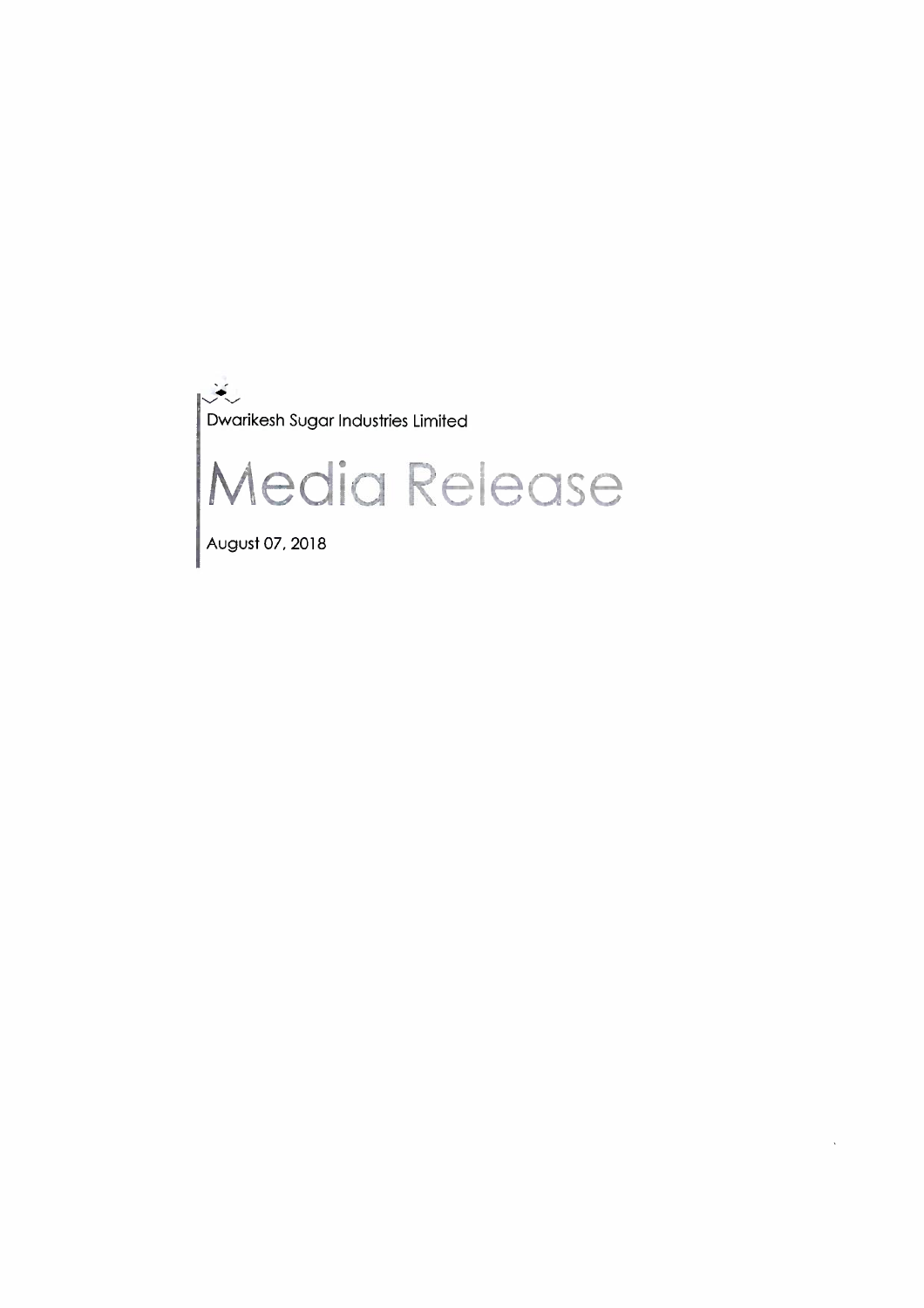Dwarikesh Sugar Industries Limited

# Media Release

August 07, 2018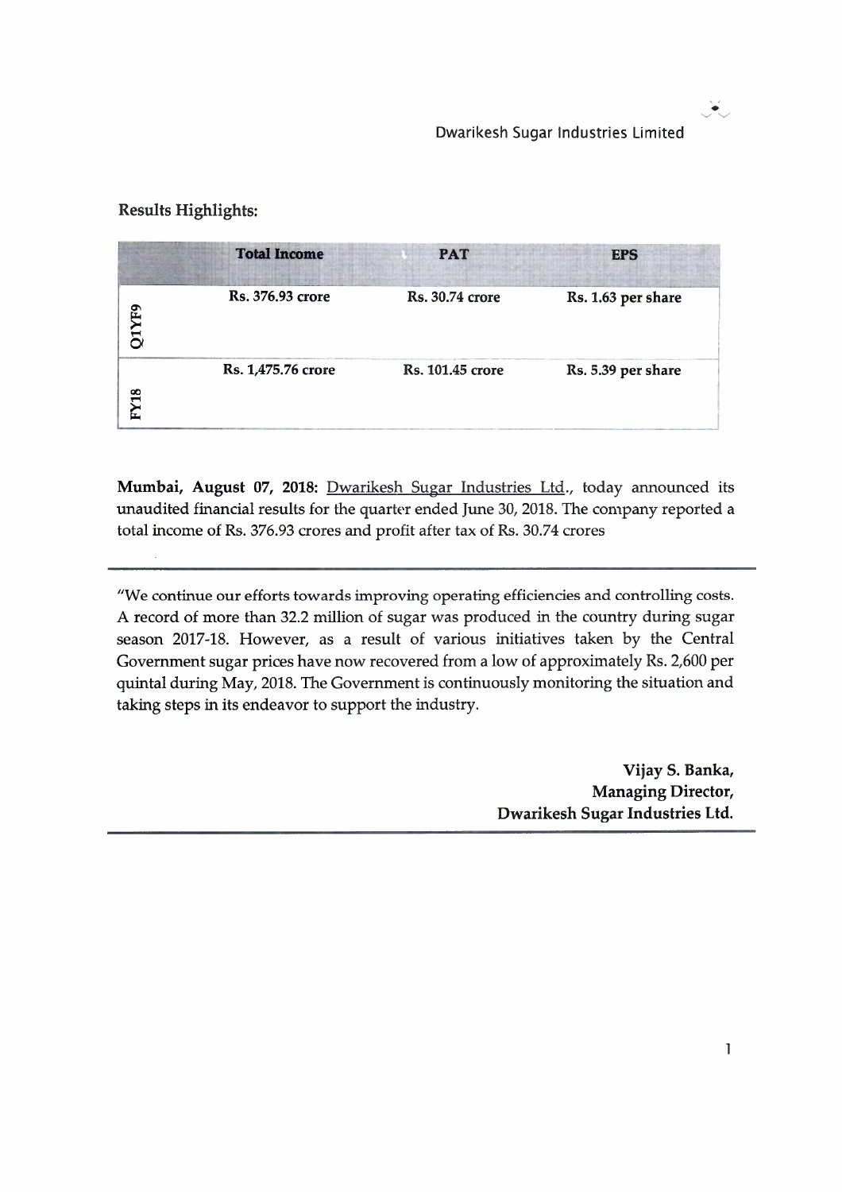Dwarikesh Sugar Industries Limited

**Results Highlights:**

| | Total Income | PAT | EPS |
|---|---|---|---|
| Q1YF9 | Rs. 376.93 crore | Rs. 30.74 crore | Rs. 1.63 per share |
| FY18 | Rs. 1,475.76 crore | Rs. 101.45 crore | Rs. 5.39 per share |

**Mumbai, August 07, 2018:** Dwarikesh Sugar Industries Ltd., today announced its unaudited financial results for the quarter ended June 30, 2018. The company reported a total income of Rs. 376.93 crores and profit after tax of Rs. 30.74 crores

---

"We continue our efforts towards improving operating efficiencies and controlling costs. A record of more than 32.2 million of sugar was produced in the country during sugar season 2017-18. However, as a result of various initiatives taken by the Central Government sugar prices have now recovered from a low of approximately Rs. 2,600 per quintal during May, 2018. The Government is continuously monitoring the situation and taking steps in its endeavor to support the industry.

**Vijay S. Banka,**
**Managing Director,**
**Dwarikesh Sugar Industries Ltd.**

---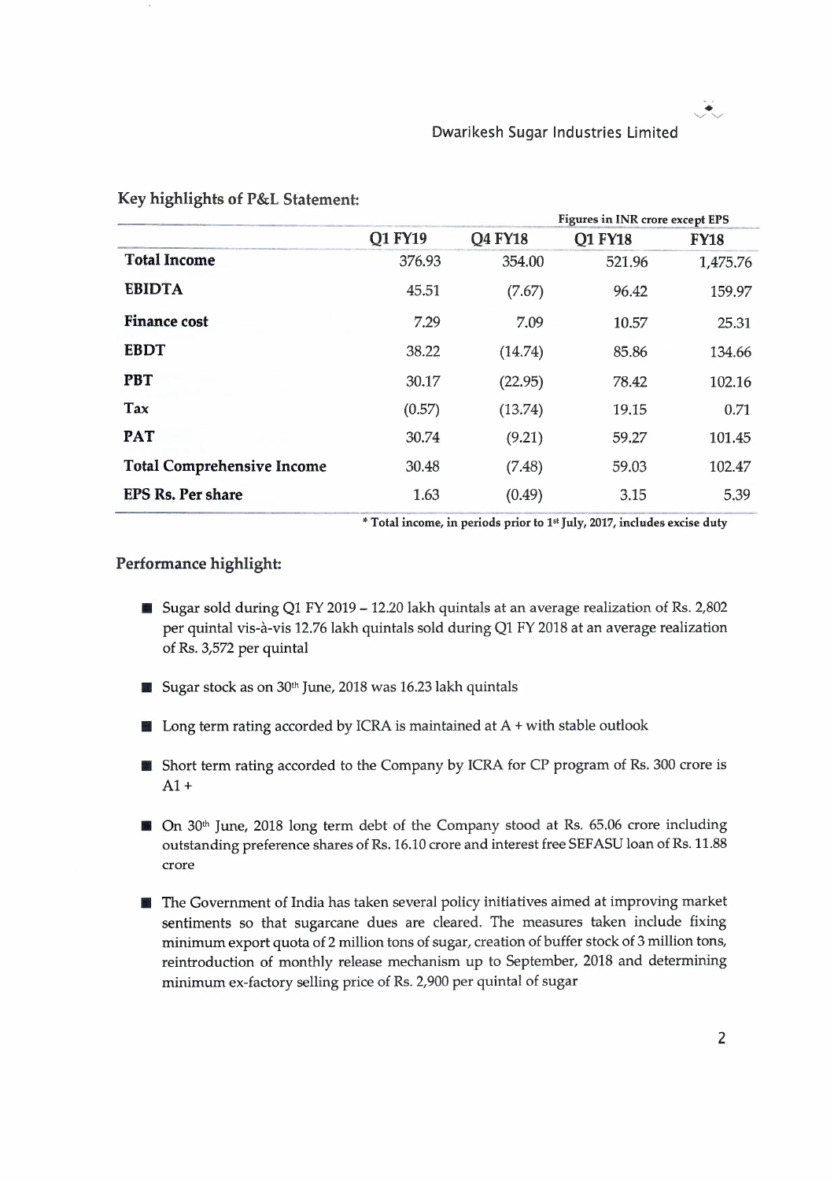## Key highlights of P&L Statement:

| | Q1 FY19 | Q4 FY18 | Q1 FY18 | FY18 |
|---|---|---|---|---|
| | | | Figures in INR crore except EPS | |
| **Total Income** | 376.93 | 354.00 | 521.96 | 1,475.76 |
| **EBIDTA** | 45.51 | (7.67) | 96.42 | 159.97 |
| **Finance cost** | 7.29 | 7.09 | 10.57 | 25.31 |
| **EBDT** | 38.22 | (14.74) | 85.86 | 134.66 |
| **PBT** | 30.17 | (22.95) | 78.42 | 102.16 |
| **Tax** | (0.57) | (13.74) | 19.15 | 0.71 |
| **PAT** | 30.74 | (9.21) | 59.27 | 101.45 |
| **Total Comprehensive Income** | 30.48 | (7.48) | 59.03 | 102.47 |
| **EPS Rs. Per share** | 1.63 | (0.49) | 3.15 | 5.39 |

**\* Total income, in periods prior to 1st July, 2017, includes excise duty**

## Performance highlight:

- Sugar sold during Q1 FY 2019 – 12.20 lakh quintals at an average realization of Rs. 2,802 per quintal vis-à-vis 12.76 lakh quintals sold during Q1 FY 2018 at an average realization of Rs. 3,572 per quintal
- Sugar stock as on 30th June, 2018 was 16.23 lakh quintals
- Long term rating accorded by ICRA is maintained at A + with stable outlook
- Short term rating accorded to the Company by ICRA for CP program of Rs. 300 crore is A1 +
- On 30th June, 2018 long term debt of the Company stood at Rs. 65.06 crore including outstanding preference shares of Rs. 16.10 crore and interest free SEFASU loan of Rs. 11.88 crore
- The Government of India has taken several policy initiatives aimed at improving market sentiments so that sugarcane dues are cleared. The measures taken include fixing minimum export quota of 2 million tons of sugar, creation of buffer stock of 3 million tons, reintroduction of monthly release mechanism up to September, 2018 and determining minimum ex-factory selling price of Rs. 2,900 per quintal of sugar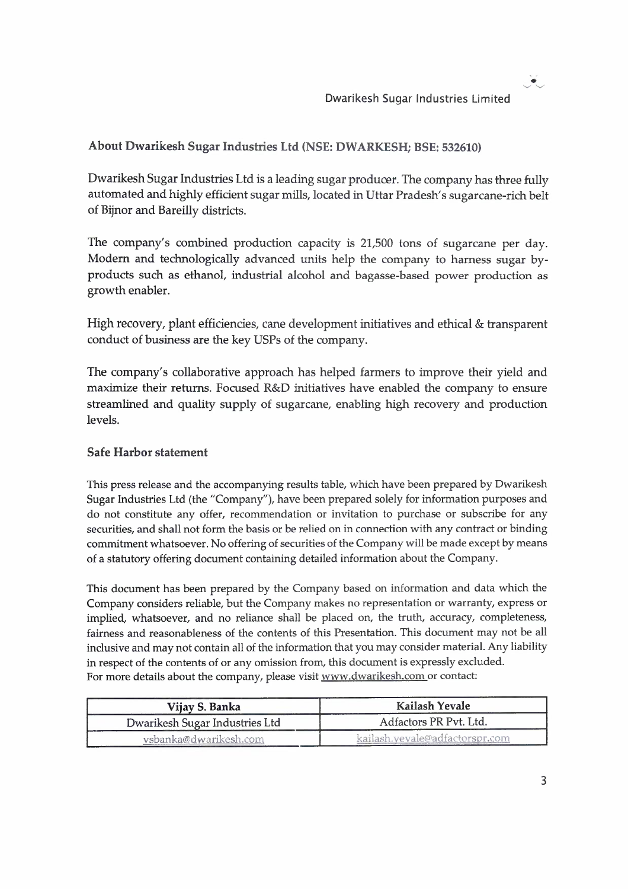### About Dwarikesh Sugar Industries Ltd (NSE: DWARKESH; BSE: 532610)

Dwarikesh Sugar Industries Ltd is a leading sugar producer. The company has three fully automated and highly efficient sugar mills, located in Uttar Pradesh's sugarcane-rich belt of Bijnor and Bareilly districts.

The company's combined production capacity is 21,500 tons of sugarcane per day. Modern and technologically advanced units help the company to harness sugar by-products such as ethanol, industrial alcohol and bagasse-based power production as growth enabler.

High recovery, plant efficiencies, cane development initiatives and ethical & transparent conduct of business are the key USPs of the company.

The company's collaborative approach has helped farmers to improve their yield and maximize their returns. Focused R&D initiatives have enabled the company to ensure streamlined and quality supply of sugarcane, enabling high recovery and production levels.

### Safe Harbor statement

This press release and the accompanying results table, which have been prepared by Dwarikesh Sugar Industries Ltd (the "Company"), have been prepared solely for information purposes and do not constitute any offer, recommendation or invitation to purchase or subscribe for any securities, and shall not form the basis or be relied on in connection with any contract or binding commitment whatsoever. No offering of securities of the Company will be made except by means of a statutory offering document containing detailed information about the Company.

This document has been prepared by the Company based on information and data which the Company considers reliable, but the Company makes no representation or warranty, express or implied, whatsoever, and no reliance shall be placed on, the truth, accuracy, completeness, fairness and reasonableness of the contents of this Presentation. This document may not be all inclusive and may not contain all of the information that you may consider material. Any liability in respect of the contents of or any omission from, this document is expressly excluded.
For more details about the company, please visit www.dwarikesh.com or contact:

| Vijay S. Banka | Kailash Yevale |
|---|---|
| Dwarikesh Sugar Industries Ltd | Adfactors PR Pvt. Ltd. |
| vsbanka@dwarikesh.com | kailash.yevale@adfactorspr.com |